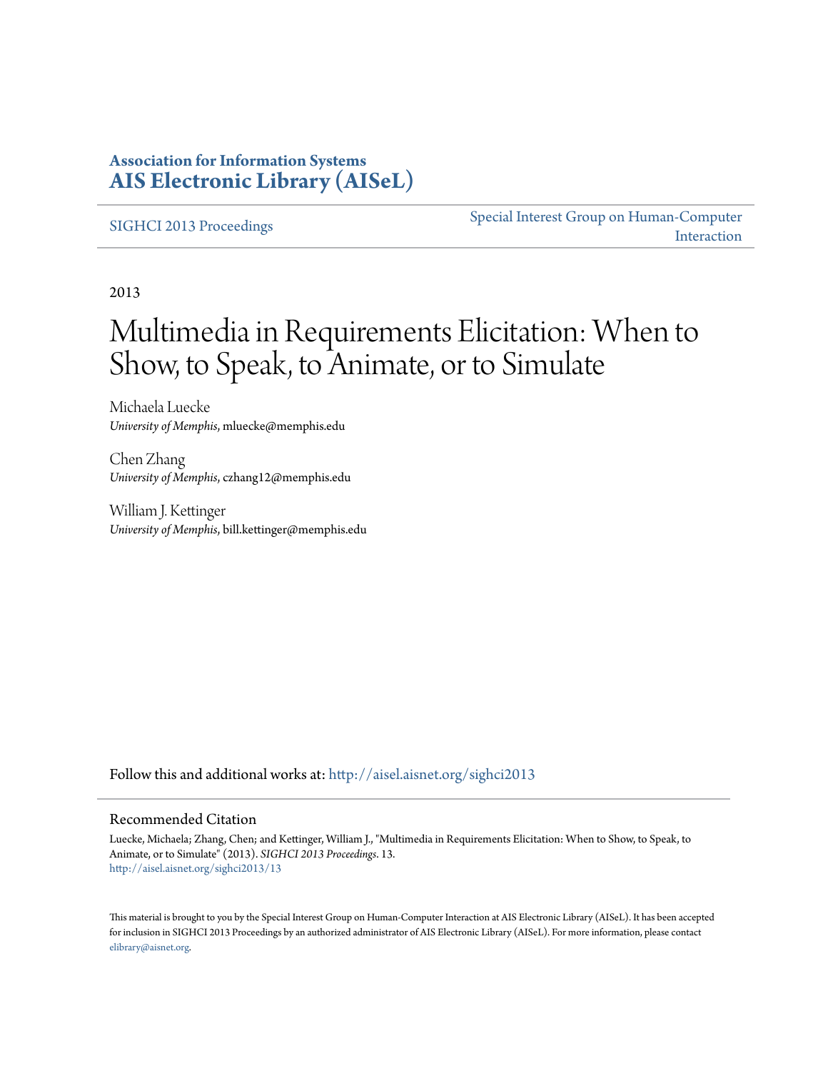**Association for Information Systems**
**AIS Electronic Library (AISeL)**

SIGHCI 2013 Proceedings

Special Interest Group on Human-Computer Interaction

2013

# Multimedia in Requirements Elicitation: When to Show, to Speak, to Animate, or to Simulate

Michaela Luecke
*University of Memphis*, mluecke@memphis.edu

Chen Zhang
*University of Memphis*, czhang12@memphis.edu

William J. Kettinger
*University of Memphis*, bill.kettinger@memphis.edu

Follow this and additional works at: http://aisel.aisnet.org/sighci2013

## Recommended Citation

Luecke, Michaela; Zhang, Chen; and Kettinger, William J., "Multimedia in Requirements Elicitation: When to Show, to Speak, to Animate, or to Simulate" (2013). *SIGHCI 2013 Proceedings*. 13.
http://aisel.aisnet.org/sighci2013/13

This material is brought to you by the Special Interest Group on Human-Computer Interaction at AIS Electronic Library (AISeL). It has been accepted for inclusion in SIGHCI 2013 Proceedings by an authorized administrator of AIS Electronic Library (AISeL). For more information, please contact elibrary@aisnet.org.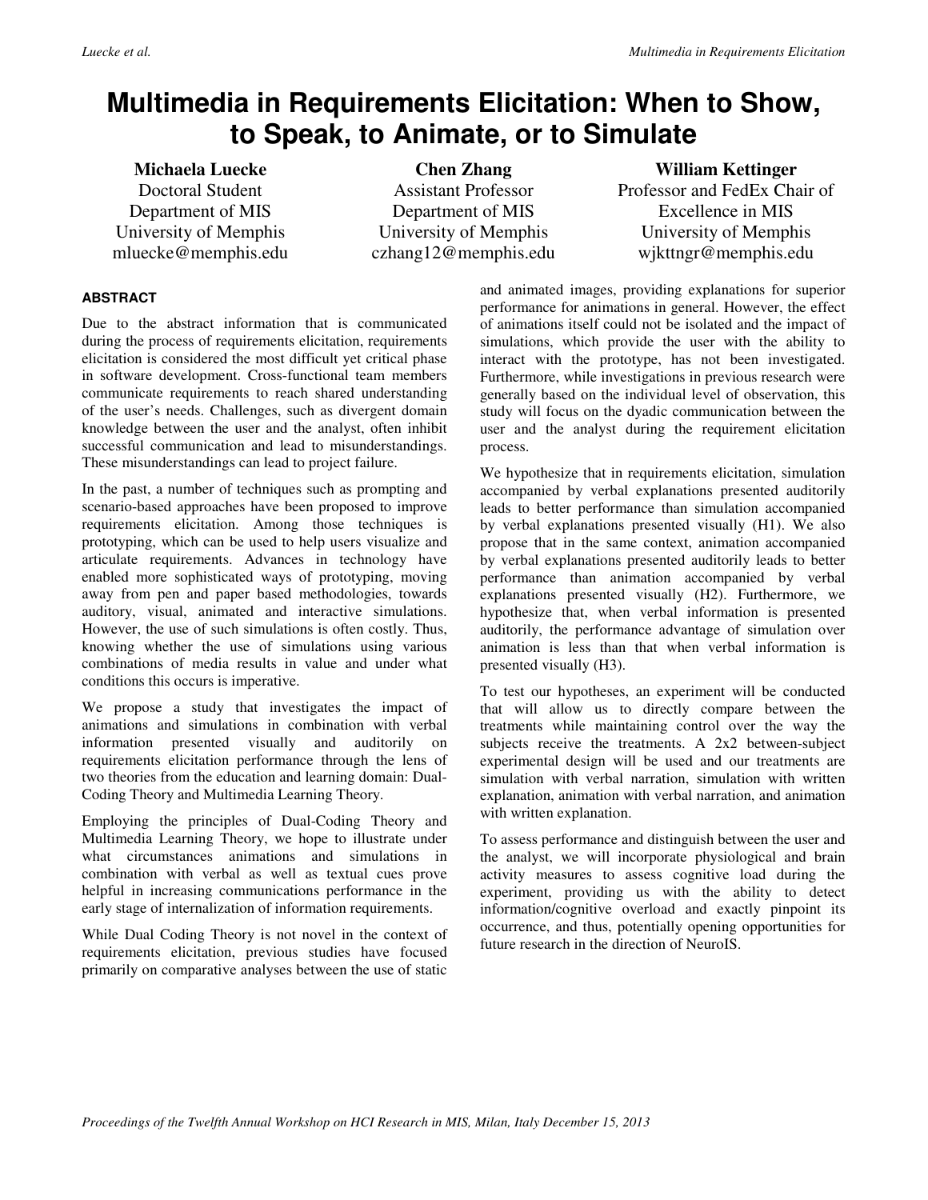# Multimedia in Requirements Elicitation: When to Show, to Speak, to Animate, or to Simulate

**Michaela Luecke**
Doctoral Student
Department of MIS
University of Memphis
mluecke@memphis.edu

**Chen Zhang**
Assistant Professor
Department of MIS
University of Memphis
czhang12@memphis.edu

**William Kettinger**
Professor and FedEx Chair of Excellence in MIS
University of Memphis
wjkttngr@memphis.edu

#### ABSTRACT

Due to the abstract information that is communicated during the process of requirements elicitation, requirements elicitation is considered the most difficult yet critical phase in software development. Cross-functional team members communicate requirements to reach shared understanding of the user's needs. Challenges, such as divergent domain knowledge between the user and the analyst, often inhibit successful communication and lead to misunderstandings. These misunderstandings can lead to project failure.

In the past, a number of techniques such as prompting and scenario-based approaches have been proposed to improve requirements elicitation. Among those techniques is prototyping, which can be used to help users visualize and articulate requirements. Advances in technology have enabled more sophisticated ways of prototyping, moving away from pen and paper based methodologies, towards auditory, visual, animated and interactive simulations. However, the use of such simulations is often costly. Thus, knowing whether the use of simulations using various combinations of media results in value and under what conditions this occurs is imperative.

We propose a study that investigates the impact of animations and simulations in combination with verbal information presented visually and auditorily on requirements elicitation performance through the lens of two theories from the education and learning domain: Dual-Coding Theory and Multimedia Learning Theory.

Employing the principles of Dual-Coding Theory and Multimedia Learning Theory, we hope to illustrate under what circumstances animations and simulations in combination with verbal as well as textual cues prove helpful in increasing communications performance in the early stage of internalization of information requirements.

While Dual Coding Theory is not novel in the context of requirements elicitation, previous studies have focused primarily on comparative analyses between the use of static and animated images, providing explanations for superior performance for animations in general. However, the effect of animations itself could not be isolated and the impact of simulations, which provide the user with the ability to interact with the prototype, has not been investigated. Furthermore, while investigations in previous research were generally based on the individual level of observation, this study will focus on the dyadic communication between the user and the analyst during the requirement elicitation process.

We hypothesize that in requirements elicitation, simulation accompanied by verbal explanations presented auditorily leads to better performance than simulation accompanied by verbal explanations presented visually (H1). We also propose that in the same context, animation accompanied by verbal explanations presented auditorily leads to better performance than animation accompanied by verbal explanations presented visually (H2). Furthermore, we hypothesize that, when verbal information is presented auditorily, the performance advantage of simulation over animation is less than that when verbal information is presented visually (H3).

To test our hypotheses, an experiment will be conducted that will allow us to directly compare between the treatments while maintaining control over the way the subjects receive the treatments. A 2x2 between-subject experimental design will be used and our treatments are simulation with verbal narration, simulation with written explanation, animation with verbal narration, and animation with written explanation.

To assess performance and distinguish between the user and the analyst, we will incorporate physiological and brain activity measures to assess cognitive load during the experiment, providing us with the ability to detect information/cognitive overload and exactly pinpoint its occurrence, and thus, potentially opening opportunities for future research in the direction of NeuroIS.